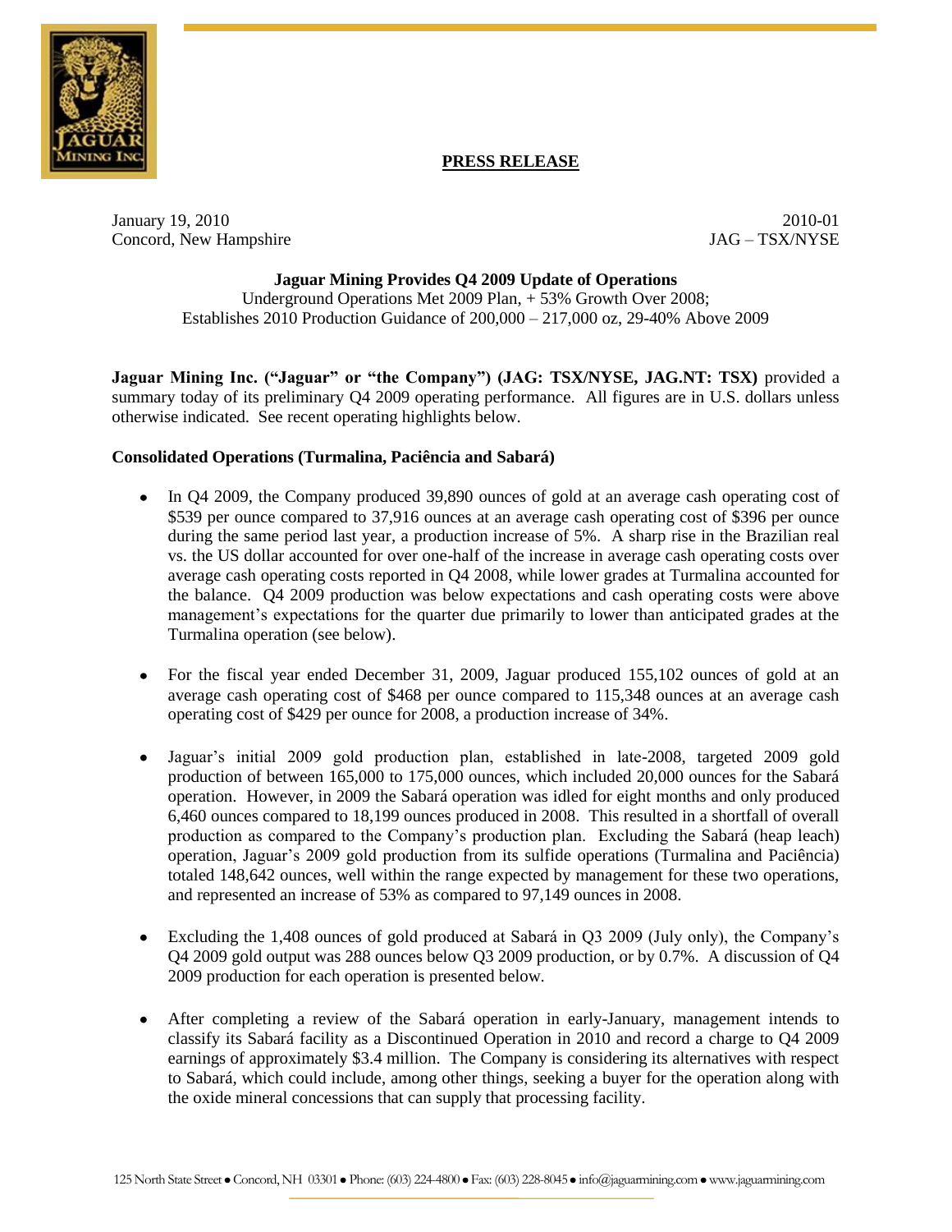**PRESS RELEASE**

January 19, 2010
Concord, New Hampshire

2010-01
JAG – TSX/NYSE

**Jaguar Mining Provides Q4 2009 Update of Operations**

Underground Operations Met 2009 Plan, + 53% Growth Over 2008;
Establishes 2010 Production Guidance of 200,000 – 217,000 oz, 29-40% Above 2009

**Jaguar Mining Inc. ("Jaguar" or "the Company") (JAG: TSX/NYSE, JAG.NT: TSX)** provided a summary today of its preliminary Q4 2009 operating performance. All figures are in U.S. dollars unless otherwise indicated. See recent operating highlights below.

**Consolidated Operations (Turmalina, Paciência and Sabará)**

- In Q4 2009, the Company produced 39,890 ounces of gold at an average cash operating cost of $539 per ounce compared to 37,916 ounces at an average cash operating cost of $396 per ounce during the same period last year, a production increase of 5%. A sharp rise in the Brazilian real vs. the US dollar accounted for over one-half of the increase in average cash operating costs over average cash operating costs reported in Q4 2008, while lower grades at Turmalina accounted for the balance. Q4 2009 production was below expectations and cash operating costs were above management's expectations for the quarter due primarily to lower than anticipated grades at the Turmalina operation (see below).

- For the fiscal year ended December 31, 2009, Jaguar produced 155,102 ounces of gold at an average cash operating cost of $468 per ounce compared to 115,348 ounces at an average cash operating cost of $429 per ounce for 2008, a production increase of 34%.

- Jaguar's initial 2009 gold production plan, established in late-2008, targeted 2009 gold production of between 165,000 to 175,000 ounces, which included 20,000 ounces for the Sabará operation. However, in 2009 the Sabará operation was idled for eight months and only produced 6,460 ounces compared to 18,199 ounces produced in 2008. This resulted in a shortfall of overall production as compared to the Company's production plan. Excluding the Sabará (heap leach) operation, Jaguar's 2009 gold production from its sulfide operations (Turmalina and Paciência) totaled 148,642 ounces, well within the range expected by management for these two operations, and represented an increase of 53% as compared to 97,149 ounces in 2008.

- Excluding the 1,408 ounces of gold produced at Sabará in Q3 2009 (July only), the Company's Q4 2009 gold output was 288 ounces below Q3 2009 production, or by 0.7%. A discussion of Q4 2009 production for each operation is presented below.

- After completing a review of the Sabará operation in early-January, management intends to classify its Sabará facility as a Discontinued Operation in 2010 and record a charge to Q4 2009 earnings of approximately $3.4 million. The Company is considering its alternatives with respect to Sabará, which could include, among other things, seeking a buyer for the operation along with the oxide mineral concessions that can supply that processing facility.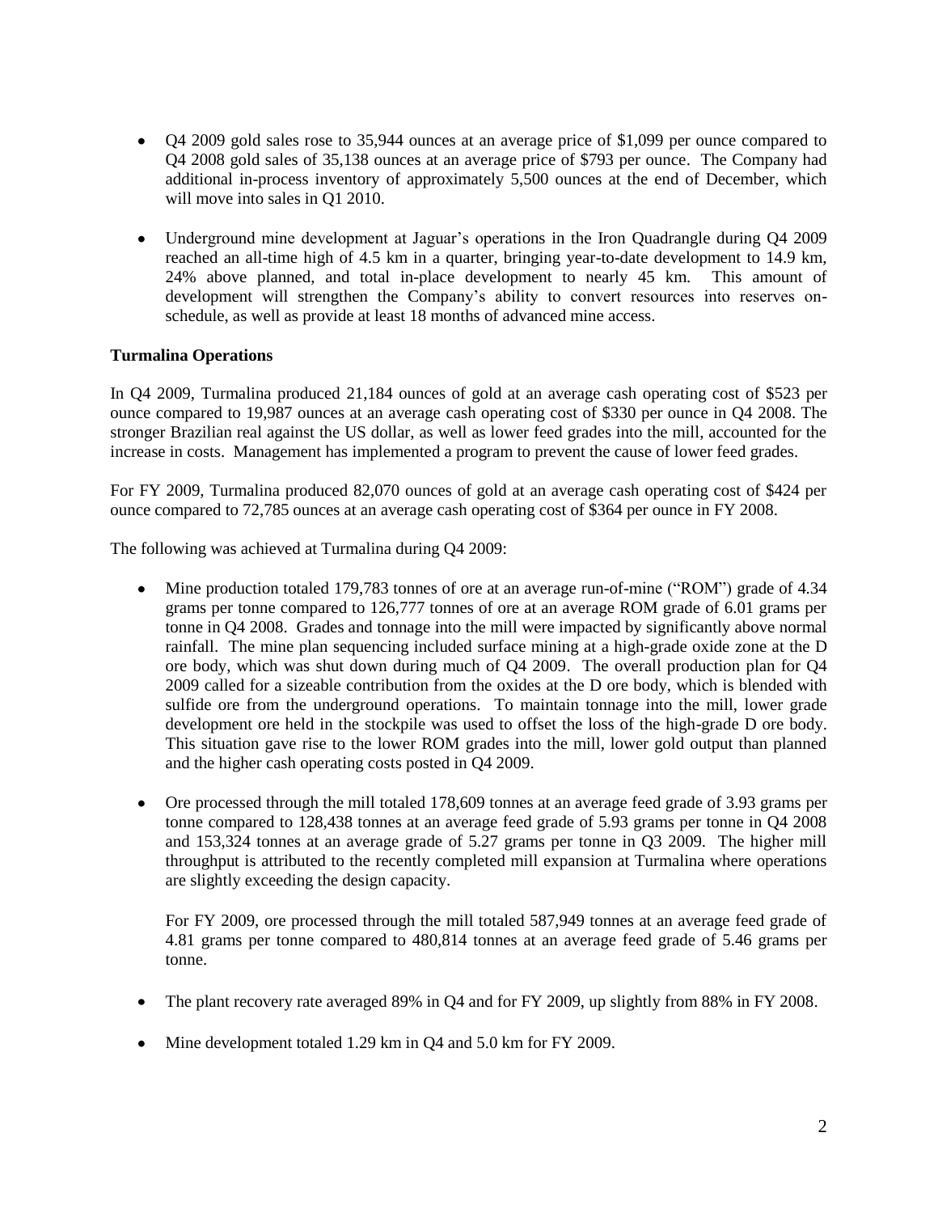- Q4 2009 gold sales rose to 35,944 ounces at an average price of $1,099 per ounce compared to Q4 2008 gold sales of 35,138 ounces at an average price of $793 per ounce. The Company had additional in-process inventory of approximately 5,500 ounces at the end of December, which will move into sales in Q1 2010.

- Underground mine development at Jaguar's operations in the Iron Quadrangle during Q4 2009 reached an all-time high of 4.5 km in a quarter, bringing year-to-date development to 14.9 km, 24% above planned, and total in-place development to nearly 45 km. This amount of development will strengthen the Company's ability to convert resources into reserves on-schedule, as well as provide at least 18 months of advanced mine access.

**Turmalina Operations**

In Q4 2009, Turmalina produced 21,184 ounces of gold at an average cash operating cost of $523 per ounce compared to 19,987 ounces at an average cash operating cost of $330 per ounce in Q4 2008. The stronger Brazilian real against the US dollar, as well as lower feed grades into the mill, accounted for the increase in costs. Management has implemented a program to prevent the cause of lower feed grades.

For FY 2009, Turmalina produced 82,070 ounces of gold at an average cash operating cost of $424 per ounce compared to 72,785 ounces at an average cash operating cost of $364 per ounce in FY 2008.

The following was achieved at Turmalina during Q4 2009:

- Mine production totaled 179,783 tonnes of ore at an average run-of-mine ("ROM") grade of 4.34 grams per tonne compared to 126,777 tonnes of ore at an average ROM grade of 6.01 grams per tonne in Q4 2008. Grades and tonnage into the mill were impacted by significantly above normal rainfall. The mine plan sequencing included surface mining at a high-grade oxide zone at the D ore body, which was shut down during much of Q4 2009. The overall production plan for Q4 2009 called for a sizeable contribution from the oxides at the D ore body, which is blended with sulfide ore from the underground operations. To maintain tonnage into the mill, lower grade development ore held in the stockpile was used to offset the loss of the high-grade D ore body. This situation gave rise to the lower ROM grades into the mill, lower gold output than planned and the higher cash operating costs posted in Q4 2009.

- Ore processed through the mill totaled 178,609 tonnes at an average feed grade of 3.93 grams per tonne compared to 128,438 tonnes at an average feed grade of 5.93 grams per tonne in Q4 2008 and 153,324 tonnes at an average grade of 5.27 grams per tonne in Q3 2009. The higher mill throughput is attributed to the recently completed mill expansion at Turmalina where operations are slightly exceeding the design capacity.

  For FY 2009, ore processed through the mill totaled 587,949 tonnes at an average feed grade of 4.81 grams per tonne compared to 480,814 tonnes at an average feed grade of 5.46 grams per tonne.

- The plant recovery rate averaged 89% in Q4 and for FY 2009, up slightly from 88% in FY 2008.

- Mine development totaled 1.29 km in Q4 and 5.0 km for FY 2009.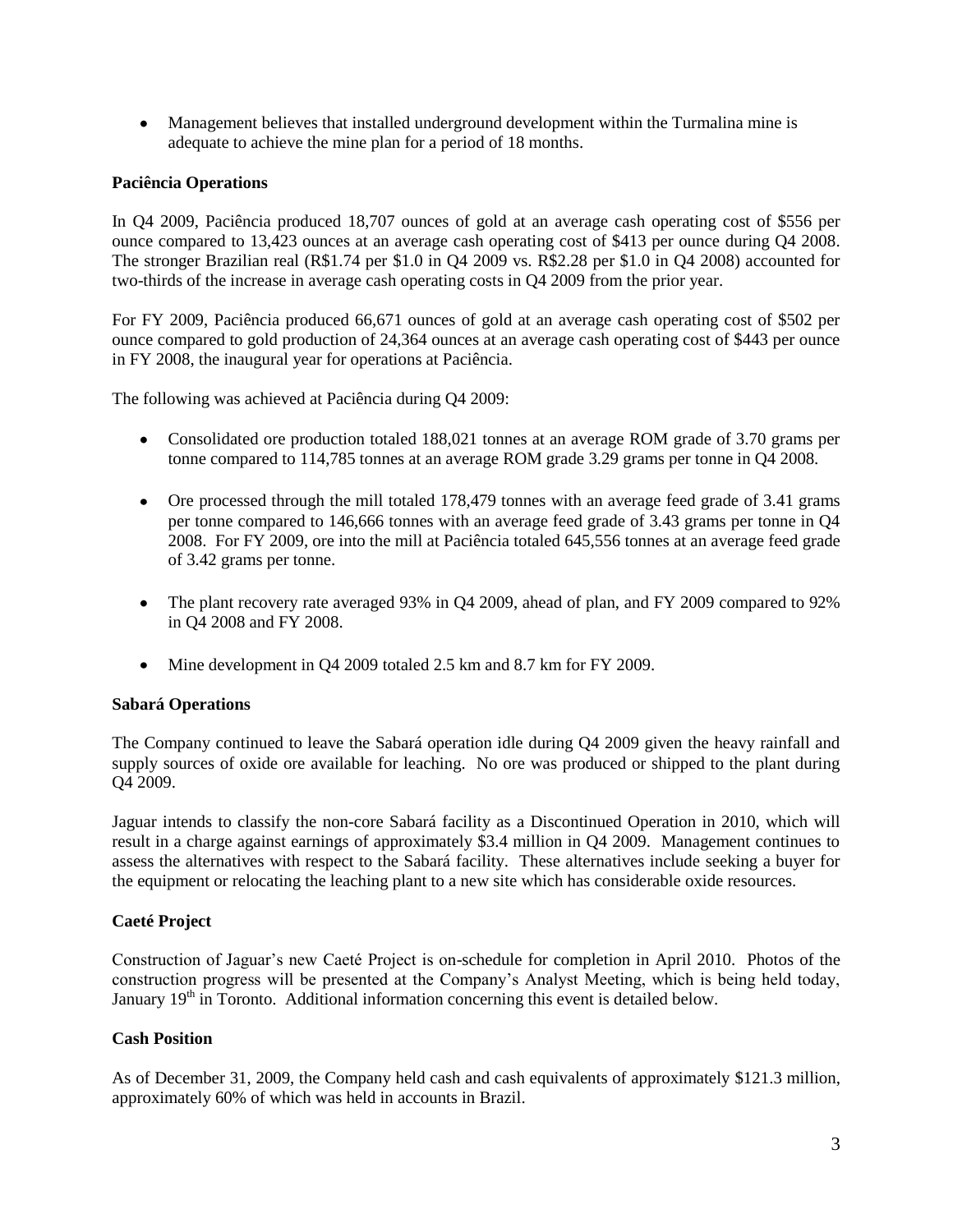- Management believes that installed underground development within the Turmalina mine is adequate to achieve the mine plan for a period of 18 months.

**Paciência Operations**

In Q4 2009, Paciência produced 18,707 ounces of gold at an average cash operating cost of $556 per ounce compared to 13,423 ounces at an average cash operating cost of $413 per ounce during Q4 2008. The stronger Brazilian real (R$1.74 per $1.0 in Q4 2009 vs. R$2.28 per $1.0 in Q4 2008) accounted for two-thirds of the increase in average cash operating costs in Q4 2009 from the prior year.

For FY 2009, Paciência produced 66,671 ounces of gold at an average cash operating cost of $502 per ounce compared to gold production of 24,364 ounces at an average cash operating cost of $443 per ounce in FY 2008, the inaugural year for operations at Paciência.

The following was achieved at Paciência during Q4 2009:

- Consolidated ore production totaled 188,021 tonnes at an average ROM grade of 3.70 grams per tonne compared to 114,785 tonnes at an average ROM grade 3.29 grams per tonne in Q4 2008.
- Ore processed through the mill totaled 178,479 tonnes with an average feed grade of 3.41 grams per tonne compared to 146,666 tonnes with an average feed grade of 3.43 grams per tonne in Q4 2008. For FY 2009, ore into the mill at Paciência totaled 645,556 tonnes at an average feed grade of 3.42 grams per tonne.
- The plant recovery rate averaged 93% in Q4 2009, ahead of plan, and FY 2009 compared to 92% in Q4 2008 and FY 2008.
- Mine development in Q4 2009 totaled 2.5 km and 8.7 km for FY 2009.

**Sabará Operations**

The Company continued to leave the Sabará operation idle during Q4 2009 given the heavy rainfall and supply sources of oxide ore available for leaching. No ore was produced or shipped to the plant during Q4 2009.

Jaguar intends to classify the non-core Sabará facility as a Discontinued Operation in 2010, which will result in a charge against earnings of approximately $3.4 million in Q4 2009. Management continues to assess the alternatives with respect to the Sabará facility. These alternatives include seeking a buyer for the equipment or relocating the leaching plant to a new site which has considerable oxide resources.

**Caeté Project**

Construction of Jaguar's new Caeté Project is on-schedule for completion in April 2010. Photos of the construction progress will be presented at the Company's Analyst Meeting, which is being held today, January 19th in Toronto. Additional information concerning this event is detailed below.

**Cash Position**

As of December 31, 2009, the Company held cash and cash equivalents of approximately $121.3 million, approximately 60% of which was held in accounts in Brazil.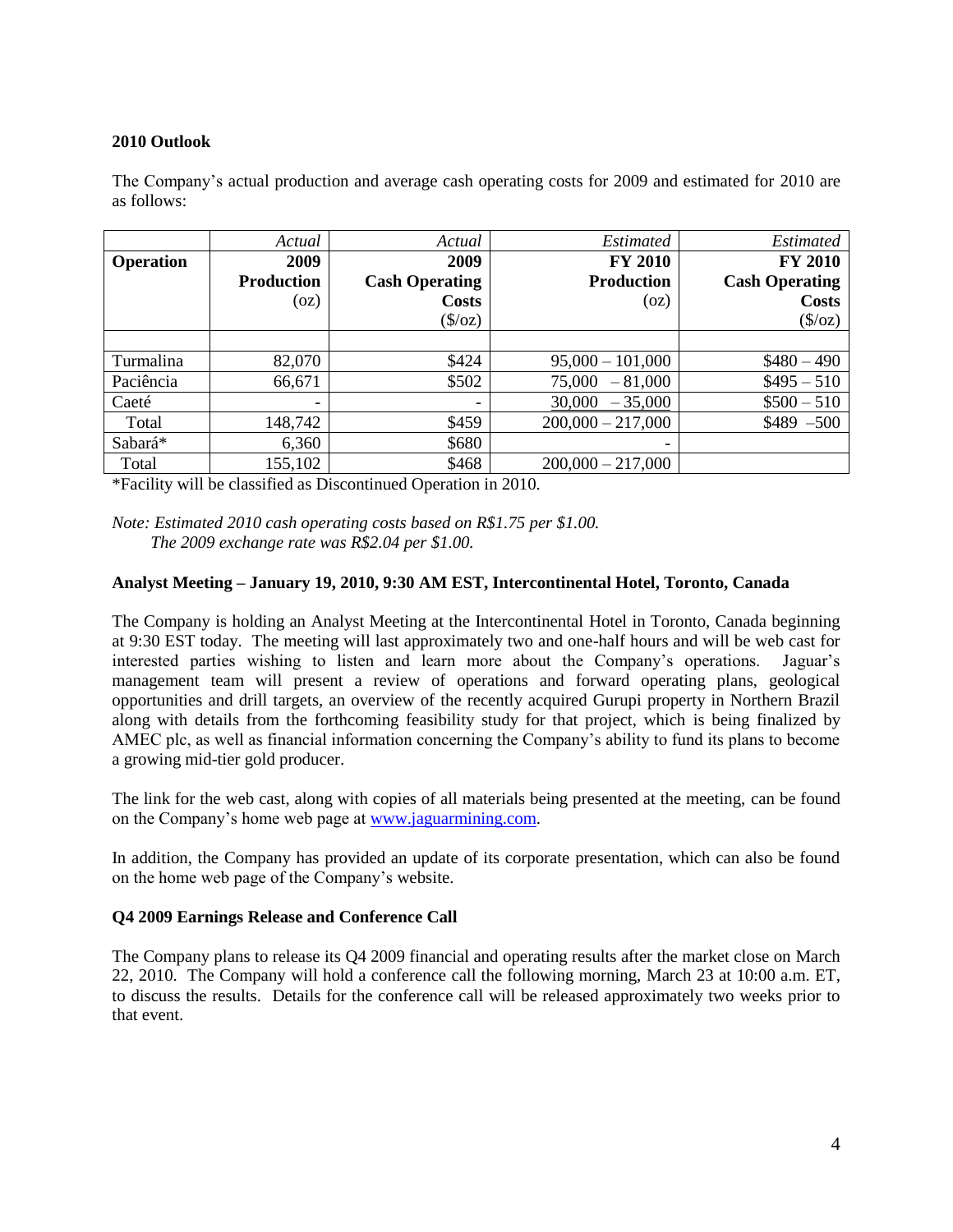**2010 Outlook**

The Company's actual production and average cash operating costs for 2009 and estimated for 2010 are as follows:

| | *Actual* | *Actual* | *Estimated* | *Estimated* |
|---|---|---|---|---|
| **Operation** | **2009 Production** (oz) | **2009 Cash Operating Costs** ($/oz) | **FY 2010 Production** (oz) | **FY 2010 Cash Operating Costs** ($/oz) |
| | | | | |
| Turmalina | 82,070 | $424 | 95,000 – 101,000 | $480 – 490 |
| Paciência | 66,671 | $502 | 75,000 – 81,000 | $495 – 510 |
| Caeté | - | - | 30,000 – 35,000 | $500 – 510 |
| Total | 148,742 | $459 | 200,000 – 217,000 | $489 –500 |
| Sabará* | 6,360 | $680 | - | |
| Total | 155,102 | $468 | 200,000 – 217,000 | |

*Facility will be classified as Discontinued Operation in 2010.

*Note: Estimated 2010 cash operating costs based on R$1.75 per $1.00.*
*The 2009 exchange rate was R$2.04 per $1.00.*

**Analyst Meeting – January 19, 2010, 9:30 AM EST, Intercontinental Hotel, Toronto, Canada**

The Company is holding an Analyst Meeting at the Intercontinental Hotel in Toronto, Canada beginning at 9:30 EST today. The meeting will last approximately two and one-half hours and will be web cast for interested parties wishing to listen and learn more about the Company's operations. Jaguar's management team will present a review of operations and forward operating plans, geological opportunities and drill targets, an overview of the recently acquired Gurupi property in Northern Brazil along with details from the forthcoming feasibility study for that project, which is being finalized by AMEC plc, as well as financial information concerning the Company's ability to fund its plans to become a growing mid-tier gold producer.

The link for the web cast, along with copies of all materials being presented at the meeting, can be found on the Company's home web page at www.jaguarmining.com.

In addition, the Company has provided an update of its corporate presentation, which can also be found on the home web page of the Company's website.

**Q4 2009 Earnings Release and Conference Call**

The Company plans to release its Q4 2009 financial and operating results after the market close on March 22, 2010. The Company will hold a conference call the following morning, March 23 at 10:00 a.m. ET, to discuss the results. Details for the conference call will be released approximately two weeks prior to that event.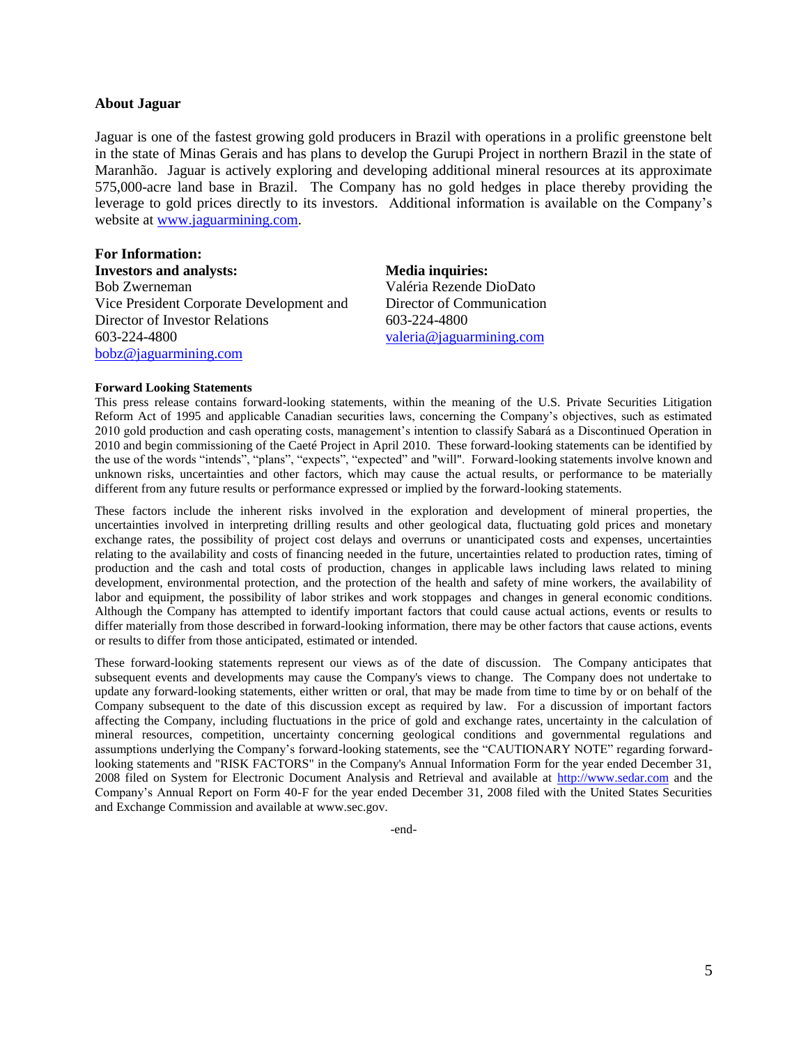## About Jaguar

Jaguar is one of the fastest growing gold producers in Brazil with operations in a prolific greenstone belt in the state of Minas Gerais and has plans to develop the Gurupi Project in northern Brazil in the state of Maranhão. Jaguar is actively exploring and developing additional mineral resources at its approximate 575,000-acre land base in Brazil. The Company has no gold hedges in place thereby providing the leverage to gold prices directly to its investors. Additional information is available on the Company's website at www.jaguarmining.com.

**For Information:**

**Investors and analysts:**
Bob Zwerneman
Vice President Corporate Development and Director of Investor Relations
603-224-4800
bobz@jaguarmining.com

**Media inquiries:**
Valéria Rezende DioDato
Director of Communication
603-224-4800
valeria@jaguarmining.com

#### Forward Looking Statements

This press release contains forward-looking statements, within the meaning of the U.S. Private Securities Litigation Reform Act of 1995 and applicable Canadian securities laws, concerning the Company's objectives, such as estimated 2010 gold production and cash operating costs, management's intention to classify Sabará as a Discontinued Operation in 2010 and begin commissioning of the Caeté Project in April 2010. These forward-looking statements can be identified by the use of the words "intends", "plans", "expects", "expected" and "will". Forward-looking statements involve known and unknown risks, uncertainties and other factors, which may cause the actual results, or performance to be materially different from any future results or performance expressed or implied by the forward-looking statements.

These factors include the inherent risks involved in the exploration and development of mineral properties, the uncertainties involved in interpreting drilling results and other geological data, fluctuating gold prices and monetary exchange rates, the possibility of project cost delays and overruns or unanticipated costs and expenses, uncertainties relating to the availability and costs of financing needed in the future, uncertainties related to production rates, timing of production and the cash and total costs of production, changes in applicable laws including laws related to mining development, environmental protection, and the protection of the health and safety of mine workers, the availability of labor and equipment, the possibility of labor strikes and work stoppages and changes in general economic conditions. Although the Company has attempted to identify important factors that could cause actual actions, events or results to differ materially from those described in forward-looking information, there may be other factors that cause actions, events or results to differ from those anticipated, estimated or intended.

These forward-looking statements represent our views as of the date of discussion. The Company anticipates that subsequent events and developments may cause the Company's views to change. The Company does not undertake to update any forward-looking statements, either written or oral, that may be made from time to time by or on behalf of the Company subsequent to the date of this discussion except as required by law. For a discussion of important factors affecting the Company, including fluctuations in the price of gold and exchange rates, uncertainty in the calculation of mineral resources, competition, uncertainty concerning geological conditions and governmental regulations and assumptions underlying the Company's forward-looking statements, see the "CAUTIONARY NOTE" regarding forward-looking statements and "RISK FACTORS" in the Company's Annual Information Form for the year ended December 31, 2008 filed on System for Electronic Document Analysis and Retrieval and available at http://www.sedar.com and the Company's Annual Report on Form 40-F for the year ended December 31, 2008 filed with the United States Securities and Exchange Commission and available at www.sec.gov.

-end-